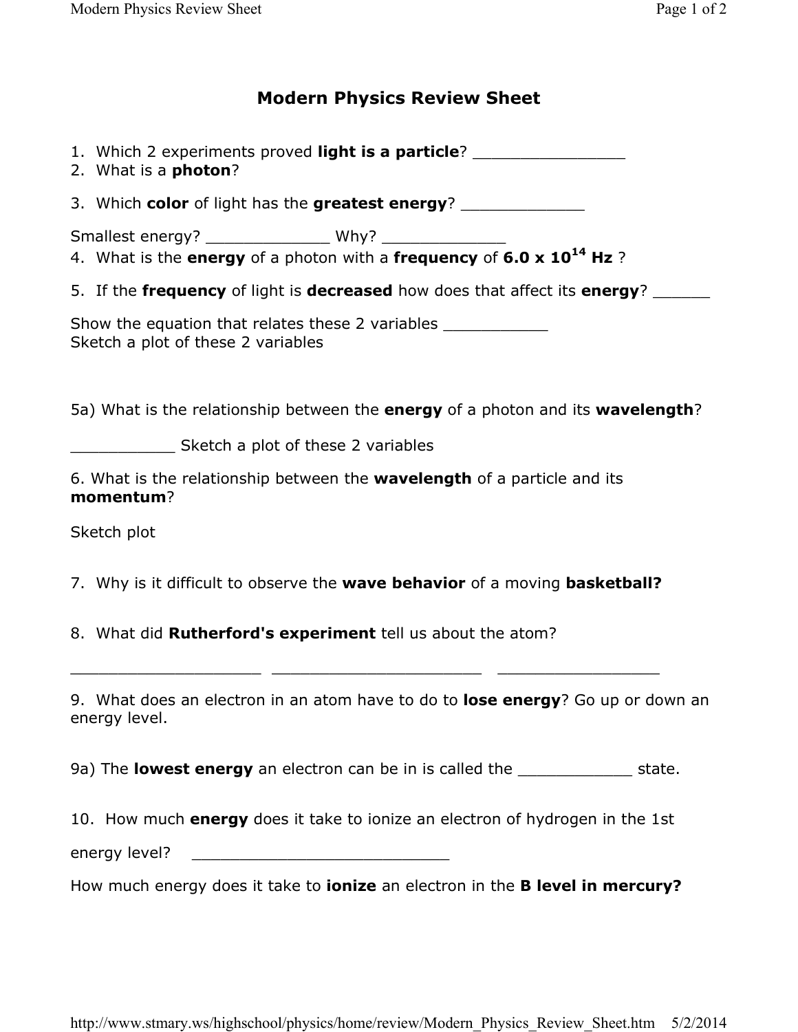# Modern Physics Review Sheet

1. Which 2 experiments proved **light is a particle**? ________________
2. What is a **photon**?
3. Which **color** of light has the **greatest energy**? _____________

   Smallest energy? _____________ Why? _____________

4. What is the **energy** of a photon with a **frequency** of $\mathbf{6.0 \times 10^{14}}$ **Hz** ?
5. If the **frequency** of light is **decreased** how does that affect its **energy**? ______

   Show the equation that relates these 2 variables ___________

   Sketch a plot of these 2 variables

5a) What is the relationship between the **energy** of a photon and its **wavelength**?

___________ Sketch a plot of these 2 variables

6. What is the relationship between the **wavelength** of a particle and its **momentum**?

Sketch plot

7. Why is it difficult to observe the **wave behavior** of a moving **basketball?**

8. What did **Rutherford's experiment** tell us about the atom?

____________________ ______________________ _________________

9. What does an electron in an atom have to do to **lose energy**? Go up or down an energy level.

9a) The **lowest energy** an electron can be in is called the ____________ state.

10. How much **energy** does it take to ionize an electron of hydrogen in the 1st energy level? ____________________________

How much energy does it take to **ionize** an electron in the **B level in mercury?**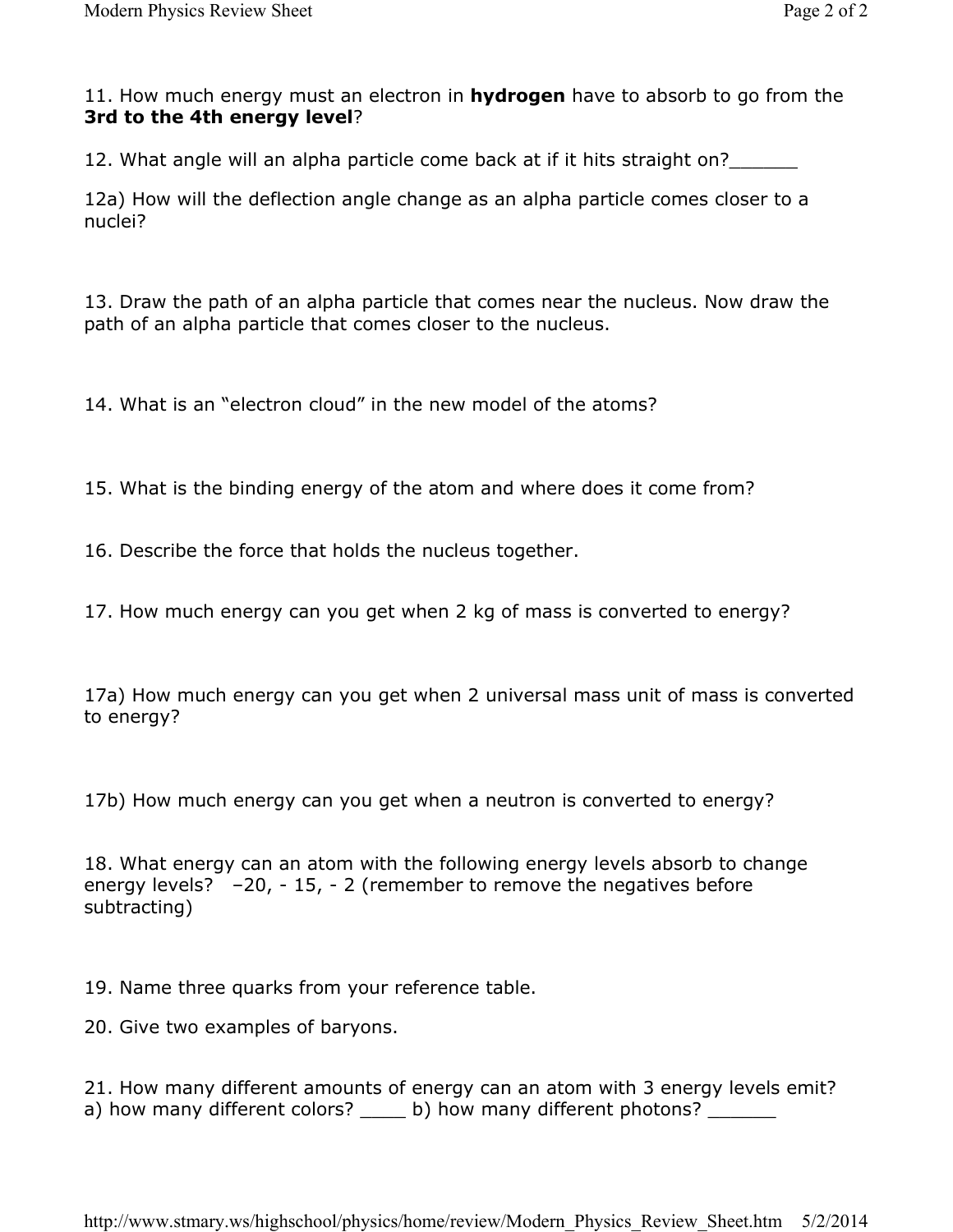11. How much energy must an electron in **hydrogen** have to absorb to go from the **3rd to the 4th energy level**?

12. What angle will an alpha particle come back at if it hits straight on?______

12a) How will the deflection angle change as an alpha particle comes closer to a nuclei?

13. Draw the path of an alpha particle that comes near the nucleus. Now draw the path of an alpha particle that comes closer to the nucleus.

14. What is an "electron cloud" in the new model of the atoms?

15. What is the binding energy of the atom and where does it come from?

16. Describe the force that holds the nucleus together.

17. How much energy can you get when 2 kg of mass is converted to energy?

17a) How much energy can you get when 2 universal mass unit of mass is converted to energy?

17b) How much energy can you get when a neutron is converted to energy?

18. What energy can an atom with the following energy levels absorb to change energy levels? –20, - 15, - 2 (remember to remove the negatives before subtracting)

19. Name three quarks from your reference table.

20. Give two examples of baryons.

21. How many different amounts of energy can an atom with 3 energy levels emit? a) how many different colors? ____ b) how many different photons? ______